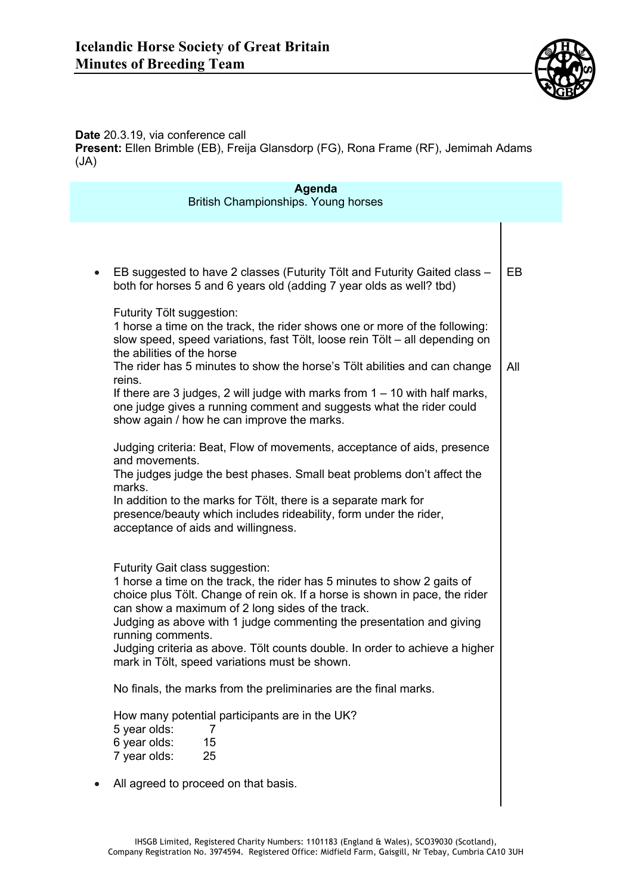# Icelandic Horse Society of Great Britain
## Minutes of Breeding Team

**Date** 20.3.19, via conference call
**Present:** Ellen Brimble (EB), Freija Glansdorp (FG), Rona Frame (RF), Jemimah Adams (JA)

| **Agenda**<br>British Championships. Young horses | |
|---|---|
| • EB suggested to have 2 classes (Futurity Tölt and Futurity Gaited class – both for horses 5 and 6 years old (adding 7 year olds as well? tbd)<br><br>Futurity Tölt suggestion:<br>1 horse a time on the track, the rider shows one or more of the following: slow speed, speed variations, fast Tölt, loose rein Tölt – all depending on the abilities of the horse<br>The rider has 5 minutes to show the horse's Tölt abilities and can change reins.<br>If there are 3 judges, 2 will judge with marks from 1 – 10 with half marks, one judge gives a running comment and suggests what the rider could show again / how he can improve the marks.<br><br>Judging criteria: Beat, Flow of movements, acceptance of aids, presence and movements.<br>The judges judge the best phases. Small beat problems don't affect the marks.<br>In addition to the marks for Tölt, there is a separate mark for presence/beauty which includes rideability, form under the rider, acceptance of aids and willingness.<br><br>Futurity Gait class suggestion:<br>1 horse a time on the track, the rider has 5 minutes to show 2 gaits of choice plus Tölt. Change of rein ok. If a horse is shown in pace, the rider can show a maximum of 2 long sides of the track.<br>Judging as above with 1 judge commenting the presentation and giving running comments.<br>Judging criteria as above. Tölt counts double. In order to achieve a higher mark in Tölt, speed variations must be shown.<br><br>No finals, the marks from the preliminaries are the final marks.<br><br>How many potential participants are in the UK?<br>5 year olds: 7<br>6 year olds: 15<br>7 year olds: 25<br><br>• All agreed to proceed on that basis. | EB<br><br><br><br><br><br>All |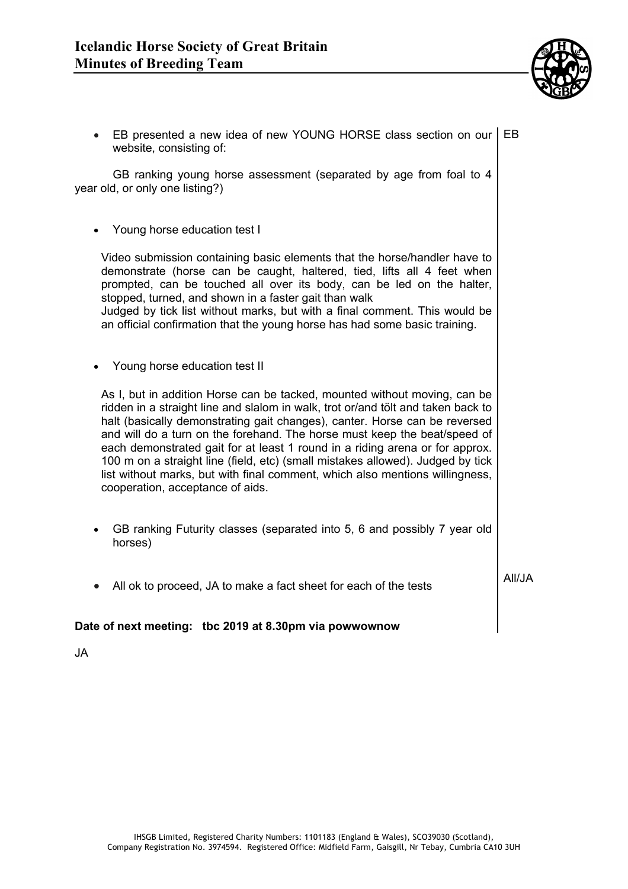- EB presented a new idea of new YOUNG HORSE class section on our website, consisting of: EB

GB ranking young horse assessment (separated by age from foal to 4 year old, or only one listing?)

- Young horse education test I

Video submission containing basic elements that the horse/handler have to demonstrate (horse can be caught, haltered, tied, lifts all 4 feet when prompted, can be touched all over its body, can be led on the halter, stopped, turned, and shown in a faster gait than walk
Judged by tick list without marks, but with a final comment. This would be an official confirmation that the young horse has had some basic training.

- Young horse education test II

As I, but in addition Horse can be tacked, mounted without moving, can be ridden in a straight line and slalom in walk, trot or/and tölt and taken back to halt (basically demonstrating gait changes), canter. Horse can be reversed and will do a turn on the forehand. The horse must keep the beat/speed of each demonstrated gait for at least 1 round in a riding arena or for approx. 100 m on a straight line (field, etc) (small mistakes allowed). Judged by tick list without marks, but with final comment, which also mentions willingness, cooperation, acceptance of aids.

- GB ranking Futurity classes (separated into 5, 6 and possibly 7 year old horses)

- All ok to proceed, JA to make a fact sheet for each of the tests All/JA

**Date of next meeting: tbc 2019 at 8.30pm via powwownow**

JA